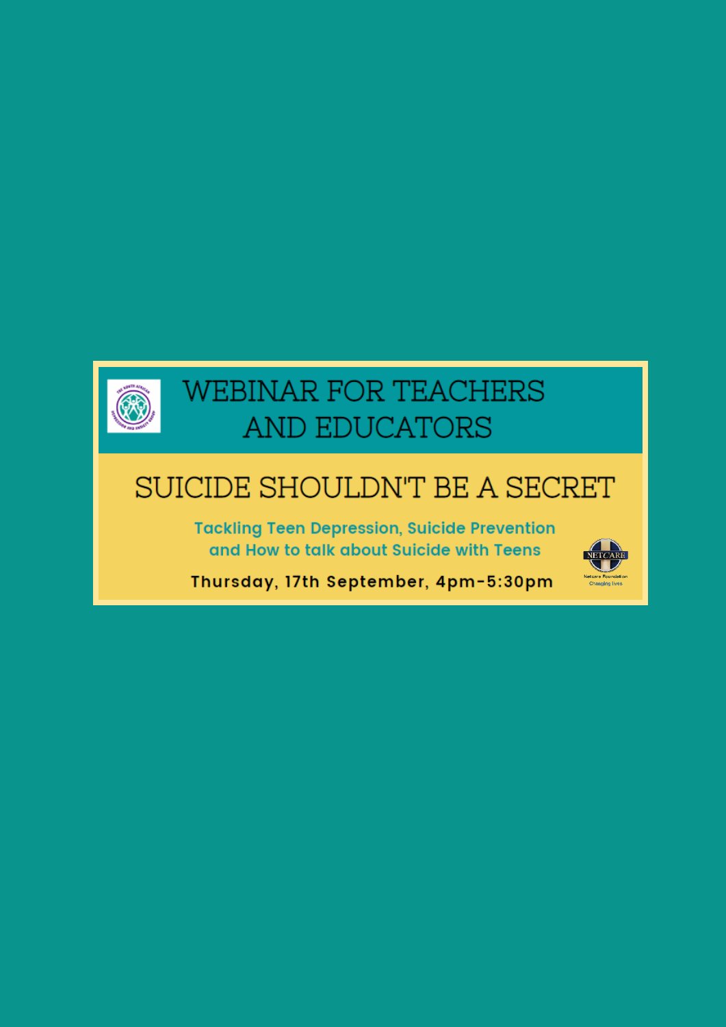# WEBINAR FOR TEACHERS AND EDUCATORS

## SUICIDE SHOULDN'T BE A SECRET

**Tackling Teen Depression, Suicide Prevention and How to talk about Suicide with Teens**

**Thursday, 17th September, 4pm-5:30pm**

NETCARE

Netcare Foundation

Changing lives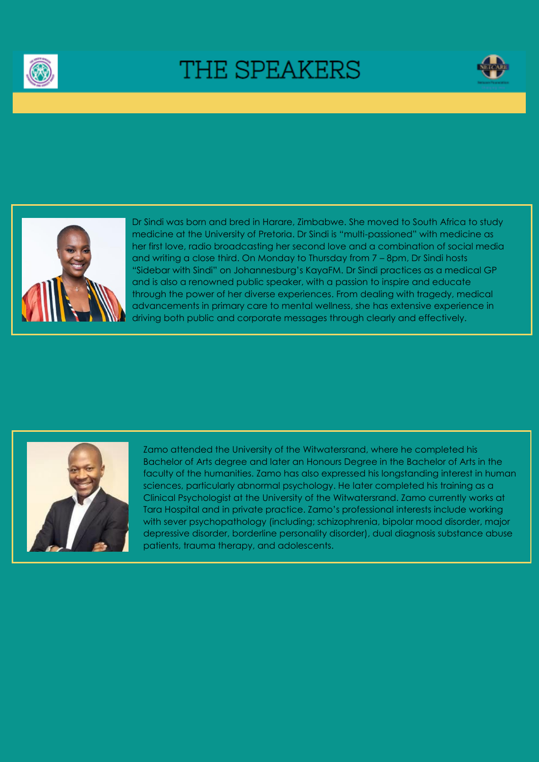# THE SPEAKERS

Dr Sindi was born and bred in Harare, Zimbabwe. She moved to South Africa to study medicine at the University of Pretoria. Dr Sindi is "multi-passioned" with medicine as her first love, radio broadcasting her second love and a combination of social media and writing a close third. On Monday to Thursday from 7 – 8pm, Dr Sindi hosts "Sidebar with Sindi" on Johannesburg's KayaFM. Dr Sindi practices as a medical GP and is also a renowned public speaker, with a passion to inspire and educate through the power of her diverse experiences. From dealing with tragedy, medical advancements in primary care to mental wellness, she has extensive experience in driving both public and corporate messages through clearly and effectively.

Zamo attended the University of the Witwatersrand, where he completed his Bachelor of Arts degree and later an Honours Degree in the Bachelor of Arts in the faculty of the humanities. Zamo has also expressed his longstanding interest in human sciences, particularly abnormal psychology. He later completed his training as a Clinical Psychologist at the University of the Witwatersrand. Zamo currently works at Tara Hospital and in private practice. Zamo's professional interests include working with sever psychopathology (including; schizophrenia, bipolar mood disorder, major depressive disorder, borderline personality disorder), dual diagnosis substance abuse patients, trauma therapy, and adolescents.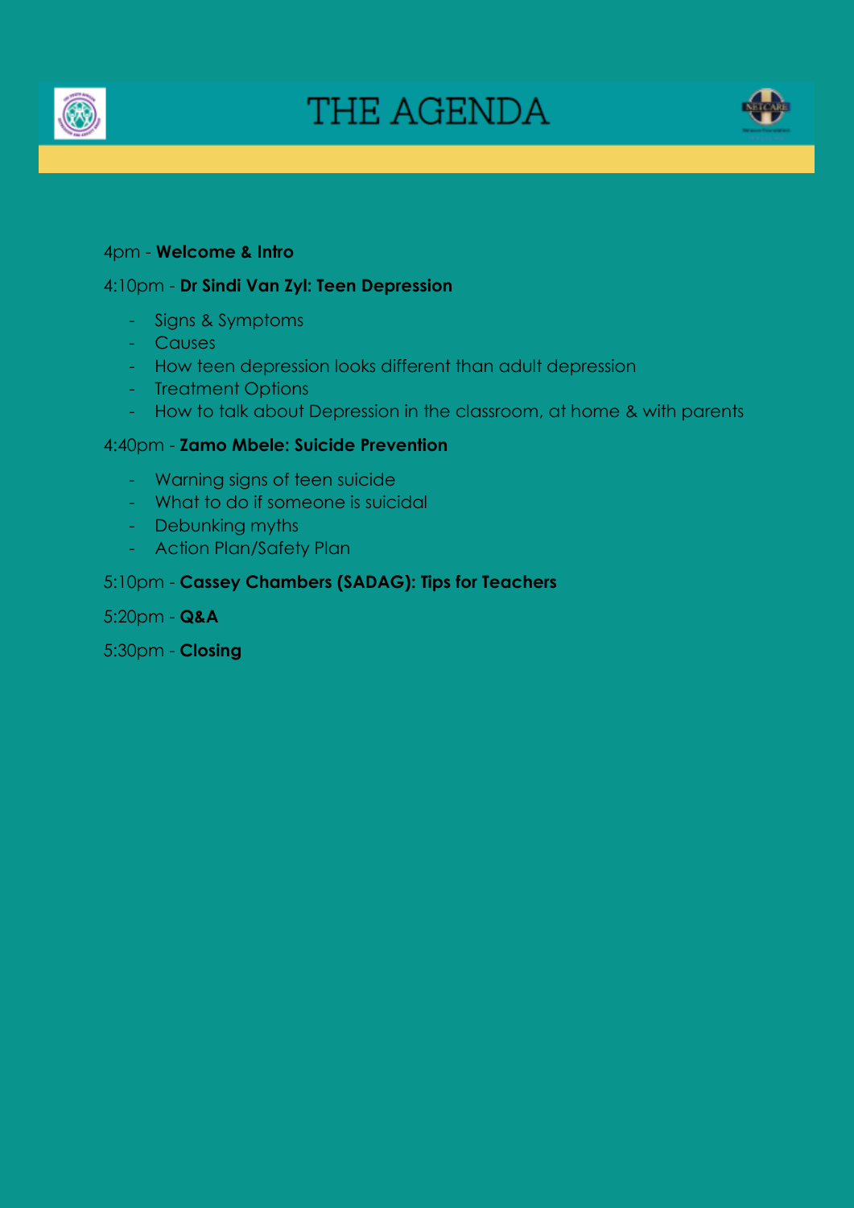# THE AGENDA

4pm - **Welcome & Intro**

4:10pm - **Dr Sindi Van Zyl: Teen Depression**

- Signs & Symptoms
- Causes
- How teen depression looks different than adult depression
- Treatment Options
- How to talk about Depression in the classroom, at home & with parents

4:40pm - **Zamo Mbele: Suicide Prevention**

- Warning signs of teen suicide
- What to do if someone is suicidal
- Debunking myths
- Action Plan/Safety Plan

5:10pm - **Cassey Chambers (SADAG): Tips for Teachers**

5:20pm - **Q&A**

5:30pm - **Closing**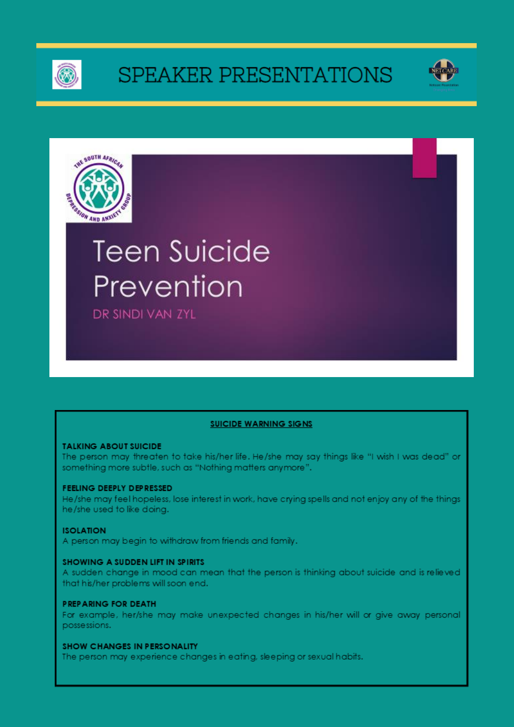# SPEAKER PRESENTATIONS

## Teen Suicide Prevention

DR SINDI VAN ZYL

### SUICIDE WARNING SIGNS

**TALKING ABOUT SUICIDE**
The person may threaten to take his/her life. He/she may say things like "I wish I was dead" or something more subtle, such as "Nothing matters anymore".

**FEELING DEEPLY DEPRESSED**
He/she may feel hopeless, lose interest in work, have crying spells and not enjoy any of the things he/she used to like doing.

**ISOLATION**
A person may begin to withdraw from friends and family.

**SHOWING A SUDDEN LIFT IN SPIRITS**
A sudden change in mood can mean that the person is thinking about suicide and is relieved that his/her problems will soon end.

**PREPARING FOR DEATH**
For example, her/she may make unexpected changes in his/her will or give away personal possessions.

**SHOW CHANGES IN PERSONALITY**
The person may experience changes in eating, sleeping or sexual habits.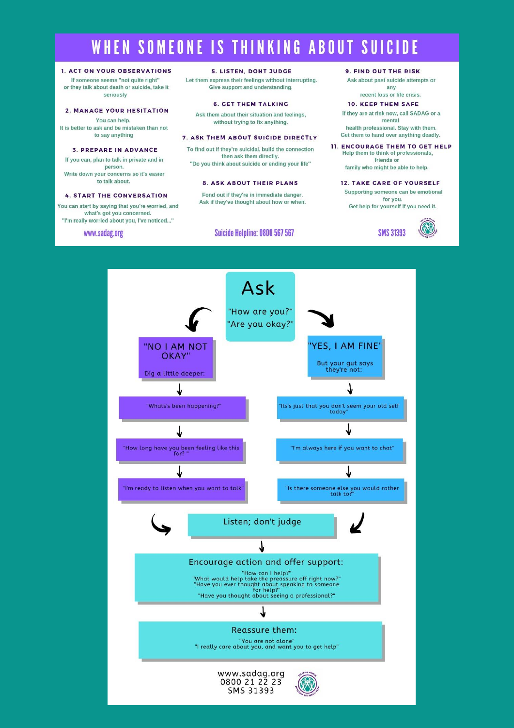# WHEN SOMEONE IS THINKING ABOUT SUICIDE

### 1. ACT ON YOUR OBSERVATIONS

If someone seems "not quite right" or they talk about death or suicide, take it seriously

### 2. MANAGE YOUR HESITATION

You can help.
It is better to ask and be mistaken than not to say anything

### 3. PREPARE IN ADVANCE

If you can, plan to talk in private and in person.
Write down your concerns so it's easier to talk about.

### 4. START THE CONVERSATION

You can start by saying that you're worried, and what's got you concerned.
"I'm really worried about you, I've noticed..."

### 5. LISTEN, DONT JUDGE

Let them express their feelings without interrupting.
Give support and understanding.

### 6. GET THEM TALKING

Ask them about their situation and feelings, without trying to fix anything.

### 7. ASK THEM ABOUT SUICIDE DIRECTLY

To find out if they're suicidal, build the connection then ask them directly.
"Do you think about suicide or ending your life"

### 8. ASK ABOUT THEIR PLANS

Fond out if they're in immediate danger.
Ask if they've thought about how or when.

### 9. FIND OUT THE RISK

Ask about past suicide attempts or any recent loss or life crisis.

### 10. KEEP THEM SAFE

If they are at risk now, call SADAG or a mental health professional. Stay with them.
Get them to hand over anything deadly.

### 11. ENCOURAGE THEM TO GET HELP

Help them to think of professionals, friends or family who might be able to help.

### 12. TAKE CARE OF YOURSELF

Supporting someone can be emotional for you.
Get help for yourself if you need it.

www.sadag.org | Suicide Helpline: 0800 567 567 | SMS 31393

---

## Ask

"How are you?"
"Are you okay?"

**"NO I AM NOT OKAY"**

Dig a little deeper:

- "Whats's been happening?"
- "How long have you been feeling like this for? "
- "I'm ready to listen when you want to talk"

**"YES, I AM FINE"**

But your gut says they're not:

- "Its's just that you don't seem your old self today"
- "I'm always here if you want to chat"
- "Is there someone else you would rather talk to?"

**Listen; don't judge**

**Encourage action and offer support:**

"How can I help?"
"What would help take the preassure off right now?"
"Have you ever thought about speaking to someone for help?"
"Have you thought about seeing a professional?"

**Reassure them:**

"You are not alone"
"I really care about you, and want you to get help"

www.sadag.org
0800 21 22 23
SMS 31393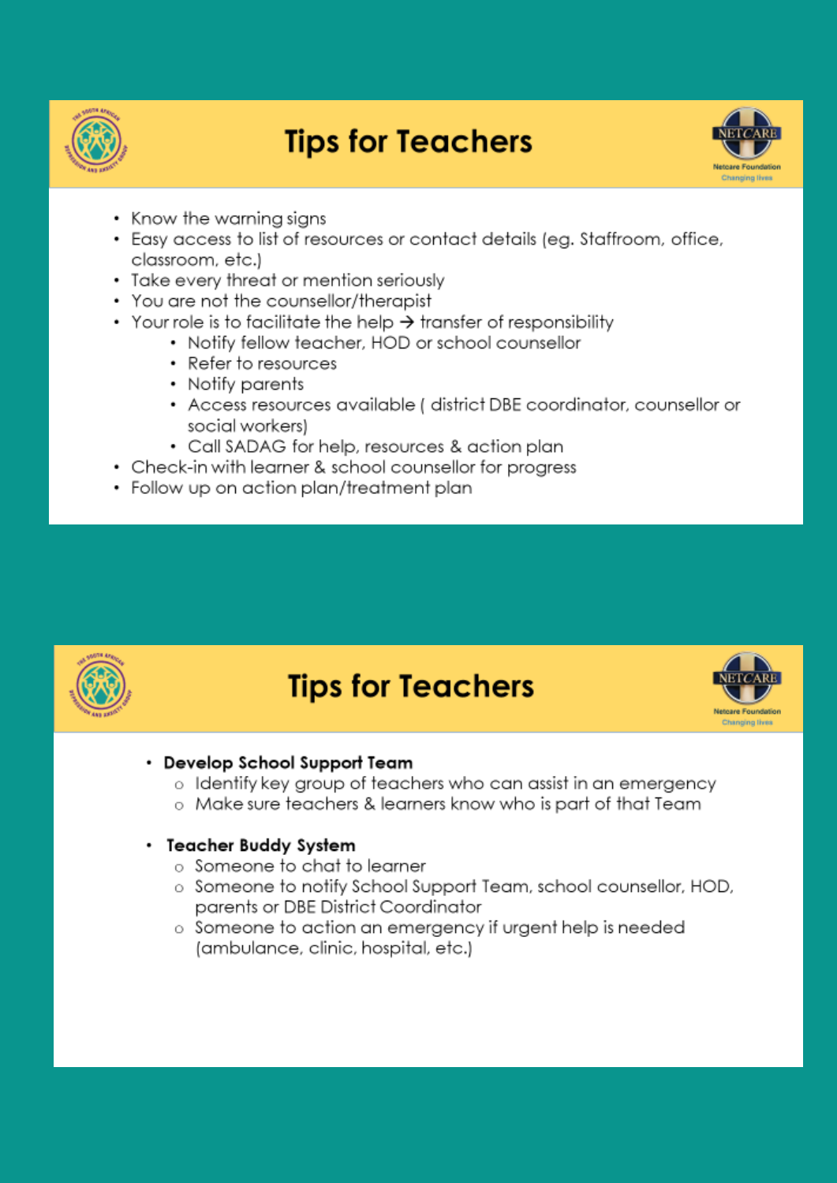## Tips for Teachers

- Know the warning signs
- Easy access to list of resources or contact details (eg. Staffroom, office, classroom, etc.)
- Take every threat or mention seriously
- You are not the counsellor/therapist
- Your role is to facilitate the help → transfer of responsibility
  - Notify fellow teacher, HOD or school counsellor
  - Refer to resources
  - Notify parents
  - Access resources available ( district DBE coordinator, counsellor or social workers)
  - Call SADAG for help, resources & action plan
- Check-in with learner & school counsellor for progress
- Follow up on action plan/treatment plan

## Tips for Teachers

- **Develop School Support Team**
  - Identify key group of teachers who can assist in an emergency
  - Make sure teachers & learners know who is part of that Team
- **Teacher Buddy System**
  - Someone to chat to learner
  - Someone to notify School Support Team, school counsellor, HOD, parents or DBE District Coordinator
  - Someone to action an emergency if urgent help is needed (ambulance, clinic, hospital, etc.)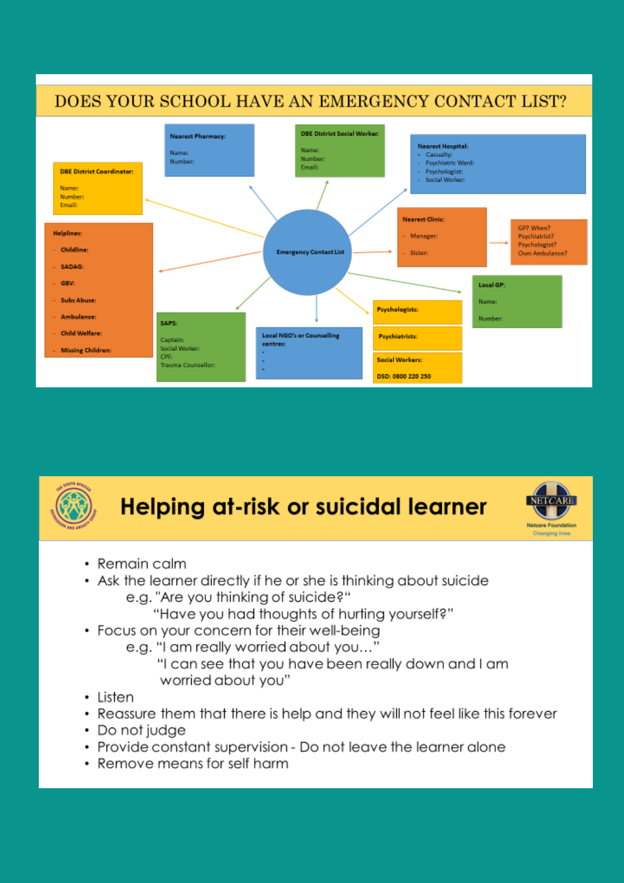# DOES YOUR SCHOOL HAVE AN EMERGENCY CONTACT LIST?

**Emergency Contact List**

**DBE District Coordinator:**
Name:
Number:
Email:

**Nearest Pharmacy:**
Name:
Number:

**DBE District Social Worker:**
Name:
Number:
Email:

**Nearest Hospital:**
- Casualty:
- Psychiatric Ward:
- Psychologist:
- Social Worker:

**Nearest Clinic:**
- Manager:
- Sister:

GP? When?
Psychiatrist?
Psychologist?
Own Ambulance?

**Helplines:**
- **Childline:**
- **SADAG:**
- **GBV:**
- **Subs Abuse:**
- **Ambulance:**
- **Child Welfare:**
- **Missing Children:**

**SAPS:**
Captain:
Social Worker:
CPF:
Trauma Counsellor:

**Local NGO's or Counselling centres:**
-
-
-

**Psychologists:**

**Psychiatrists:**

**Social Workers:**
**DSD: 0800 220 250**

**Local GP:**
Name:
Number:

# Helping at-risk or suicidal learner

- Remain calm
- Ask the learner directly if he or she is thinking about suicide
  e.g. "Are you thinking of suicide?"
  "Have you had thoughts of hurting yourself?"
- Focus on your concern for their well-being
  e.g. "I am really worried about you…"
  "I can see that you have been really down and I am worried about you"
- Listen
- Reassure them that there is help and they will not feel like this forever
- Do not judge
- Provide constant supervision - Do not leave the learner alone
- Remove means for self harm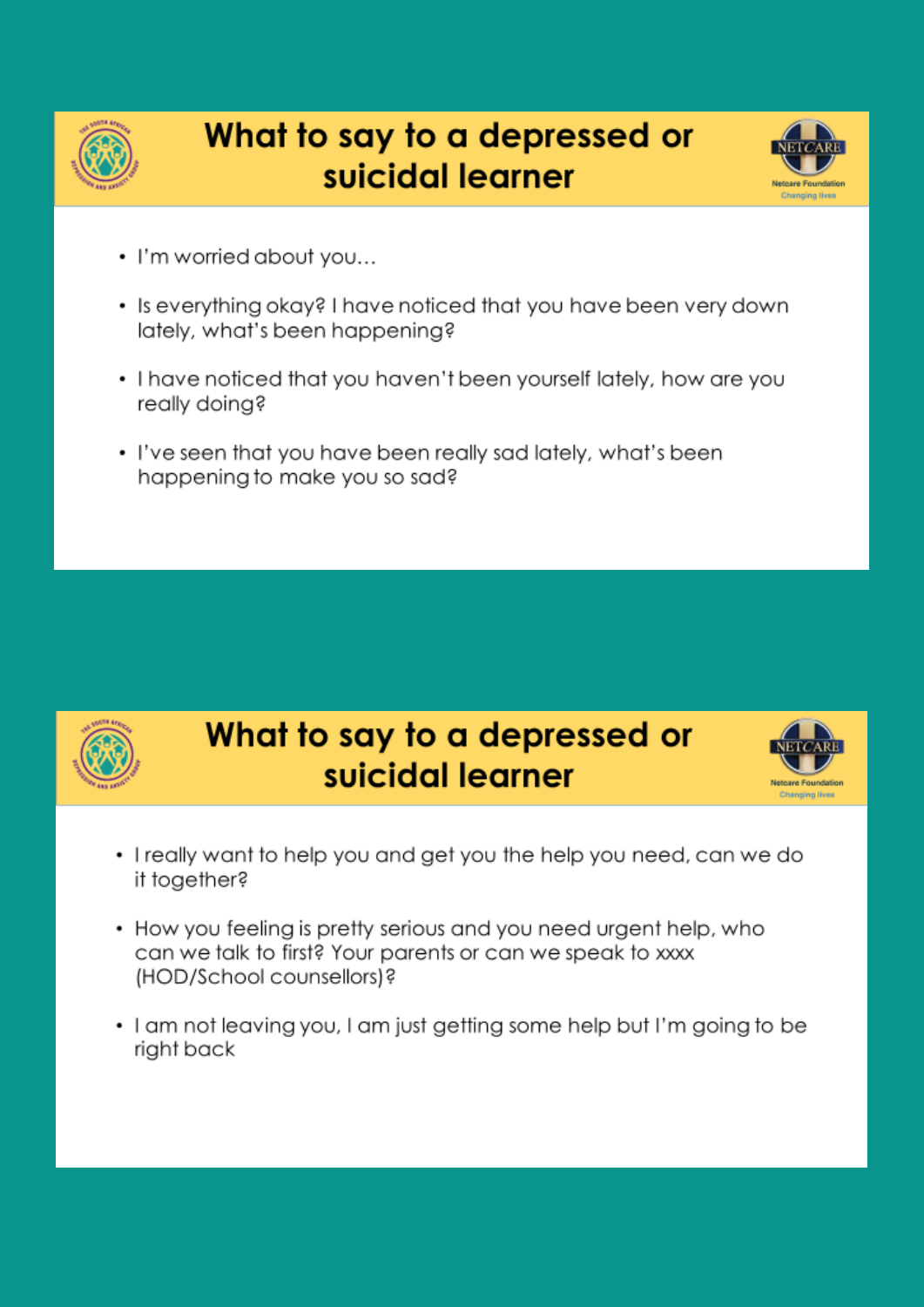## What to say to a depressed or suicidal learner

- I'm worried about you…
- Is everything okay? I have noticed that you have been very down lately, what's been happening?
- I have noticed that you haven't been yourself lately, how are you really doing?
- I've seen that you have been really sad lately, what's been happening to make you so sad?

## What to say to a depressed or suicidal learner

- I really want to help you and get you the help you need, can we do it together?
- How you feeling is pretty serious and you need urgent help, who can we talk to first? Your parents or can we speak to xxxx (HOD/School counsellors)?
- I am not leaving you, I am just getting some help but I'm going to be right back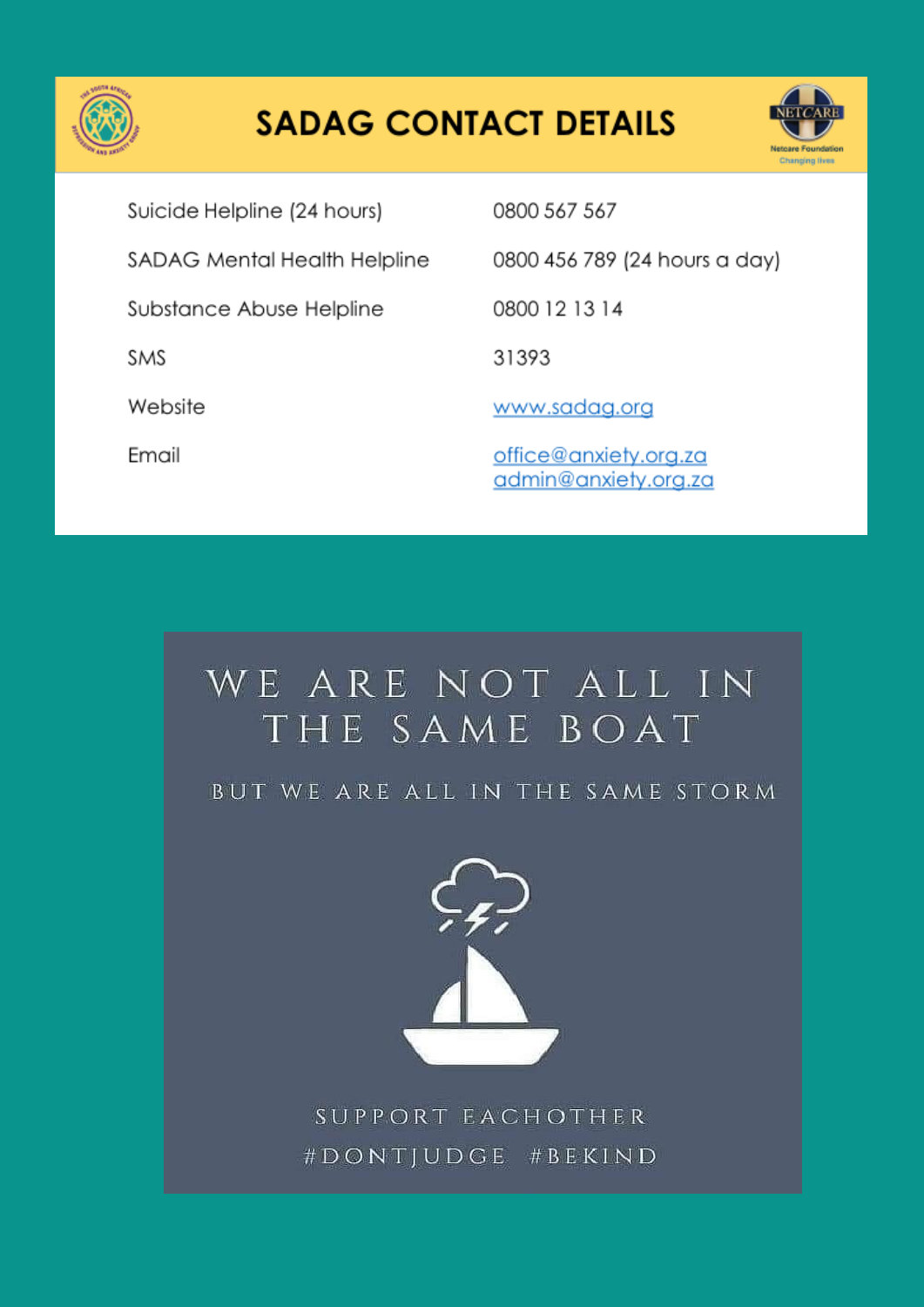# SADAG CONTACT DETAILS

| | |
|---|---|
| Suicide Helpline (24 hours) | 0800 567 567 |
| SADAG Mental Health Helpline | 0800 456 789 (24 hours a day) |
| Substance Abuse Helpline | 0800 12 13 14 |
| SMS | 31393 |
| Website | www.sadag.org |
| Email | office@anxiety.org.za<br>admin@anxiety.org.za |

WE ARE NOT ALL IN THE SAME BOAT

BUT WE ARE ALL IN THE SAME STORM

SUPPORT EACHOTHER

#DONTJUDGE #BEKIND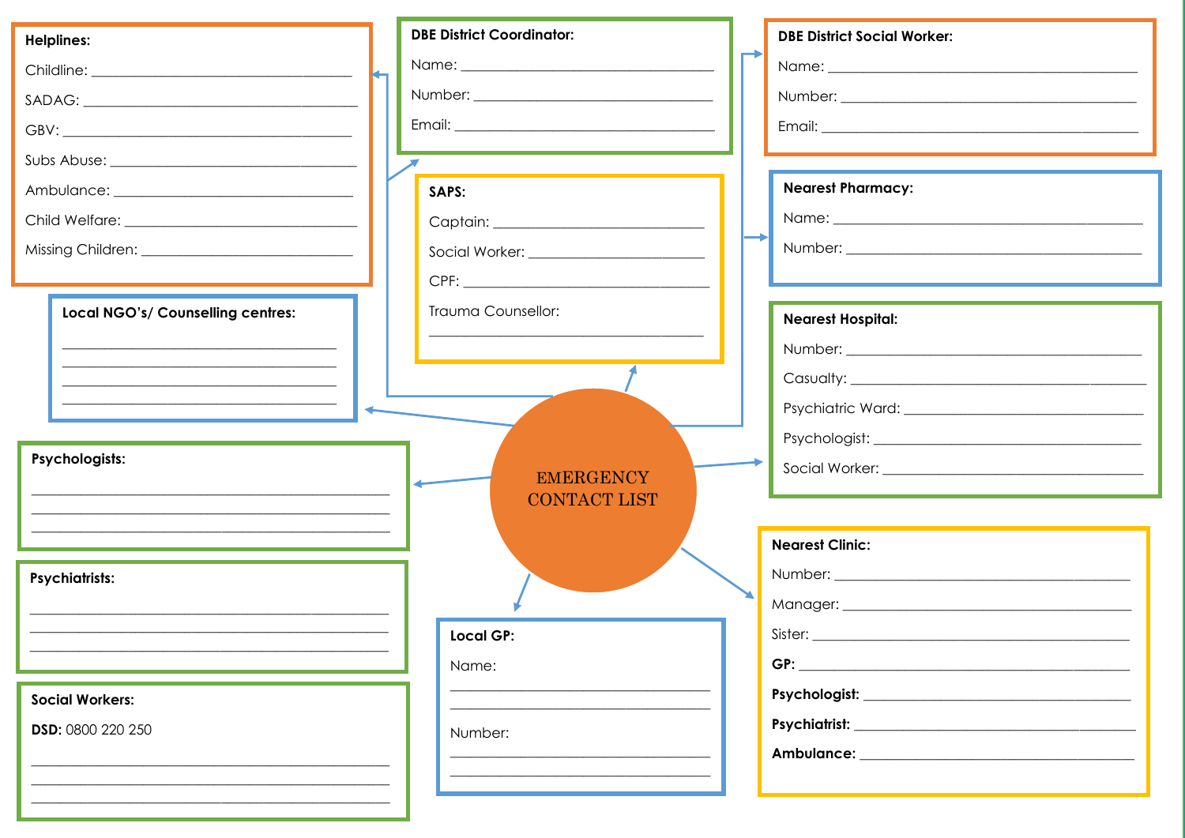# EMERGENCY CONTACT LIST

**Helplines:**

Childline: ___________________________________

SADAG: ___________________________________

GBV: ___________________________________

Subs Abuse: ___________________________________

Ambulance: ___________________________________

Child Welfare: ___________________________________

Missing Children: ___________________________________

**DBE District Coordinator:**

Name: ___________________________________

Number: ___________________________________

Email: ___________________________________

**DBE District Social Worker:**

Name: ___________________________________

Number: ___________________________________

Email: ___________________________________

**SAPS:**

Captain: ___________________________________

Social Worker: ___________________________________

CPF: ___________________________________

Trauma Counsellor:

___________________________________

**Nearest Pharmacy:**

Name: ___________________________________

Number: ___________________________________

**Local NGO's/ Counselling centres:**

___________________________________

___________________________________

___________________________________

___________________________________

**Nearest Hospital:**

Number: ___________________________________

Casualty: ___________________________________

Psychiatric Ward: ___________________________________

Psychologist: ___________________________________

Social Worker: ___________________________________

**Psychologists:**

___________________________________

___________________________________

___________________________________

**Psychiatrists:**

___________________________________

___________________________________

___________________________________

**Nearest Clinic:**

Number: ___________________________________

Manager: ___________________________________

Sister: ___________________________________

**GP:** ___________________________________

**Psychologist:** ___________________________________

**Psychiatrist:** ___________________________________

**Ambulance:** ___________________________________

**Local GP:**

Name:

___________________________________

___________________________________

Number:

___________________________________

___________________________________

**Social Workers:**

**DSD:** 0800 220 250

___________________________________

___________________________________

___________________________________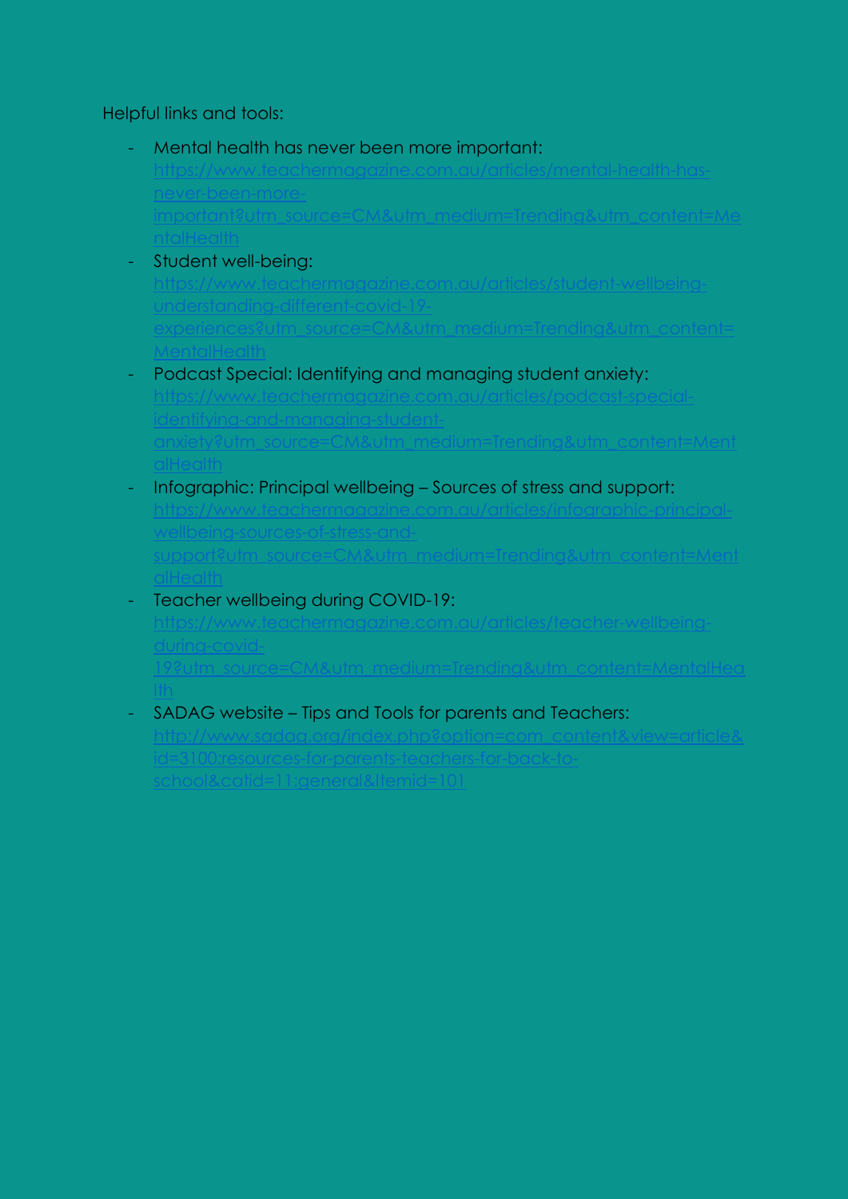Helpful links and tools:

- Mental health has never been more important: https://www.teachermagazine.com.au/articles/mental-health-has-never-been-more-important?utm_source=CM&utm_medium=Trending&utm_content=MentalHealth
- Student well-being: https://www.teachermagazine.com.au/articles/student-wellbeing-understanding-different-covid-19-experiences?utm_source=CM&utm_medium=Trending&utm_content=MentalHealth
- Podcast Special: Identifying and managing student anxiety: https://www.teachermagazine.com.au/articles/podcast-special-identifying-and-managing-student-anxiety?utm_source=CM&utm_medium=Trending&utm_content=MentalHealth
- Infographic: Principal wellbeing – Sources of stress and support: https://www.teachermagazine.com.au/articles/infographic-principal-wellbeing-sources-of-stress-and-support?utm_source=CM&utm_medium=Trending&utm_content=MentalHealth
- Teacher wellbeing during COVID-19: https://www.teachermagazine.com.au/articles/teacher-wellbeing-during-covid-19?utm_source=CM&utm_medium=Trending&utm_content=MentalHealth
- SADAG website – Tips and Tools for parents and Teachers: http://www.sadag.org/index.php?option=com_content&view=article&id=3100:resources-for-parents-teachers-for-back-to-school&catid=11:general&Itemid=101